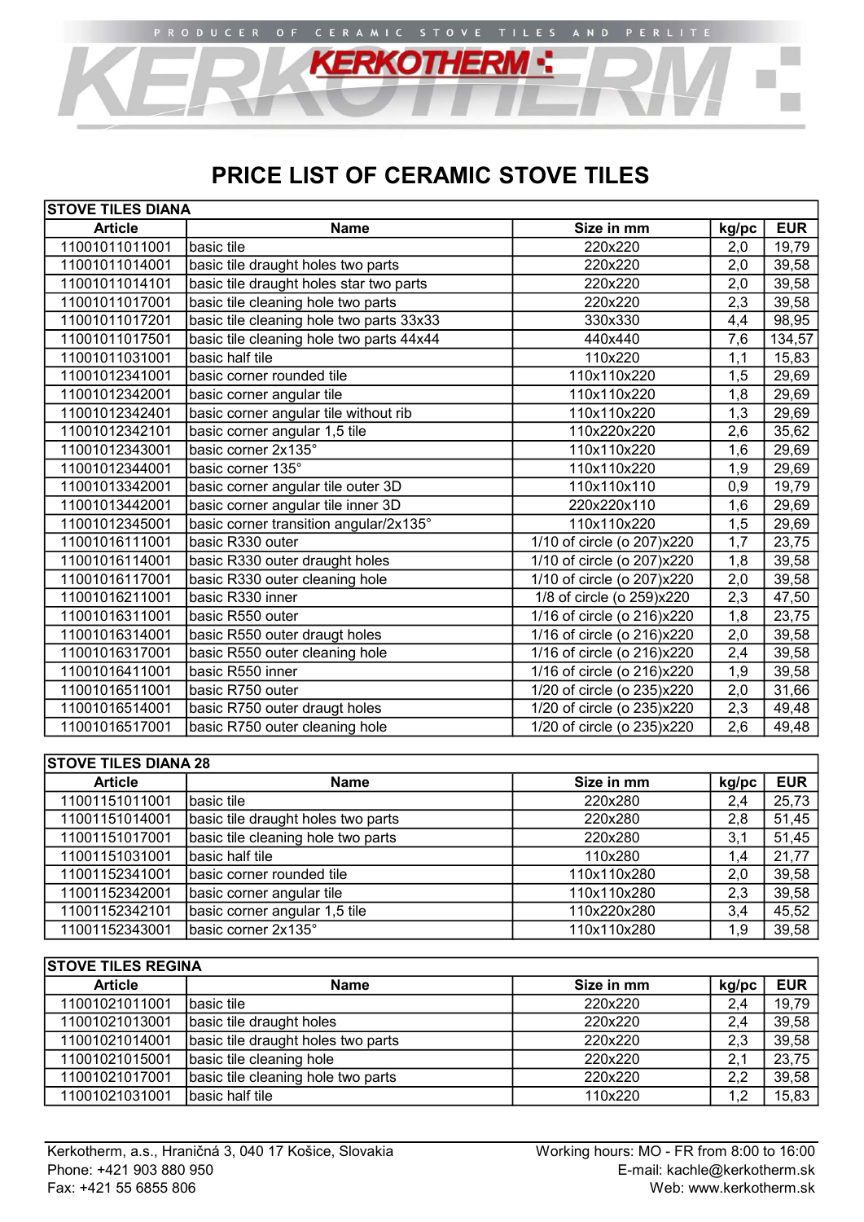PRODUCER OF CERAMIC STOVE TILES AND PERLITE

KERKOTHERM

# PRICE LIST OF CERAMIC STOVE TILES

| STOVE TILES DIANA | | | | |
|---|---|---|---|---|
| **Article** | **Name** | **Size in mm** | **kg/pc** | **EUR** |
| 11001011011001 | basic tile | 220x220 | 2,0 | 19,79 |
| 11001011014001 | basic tile draught holes two parts | 220x220 | 2,0 | 39,58 |
| 11001011014101 | basic tile draught holes star two parts | 220x220 | 2,0 | 39,58 |
| 11001011017001 | basic tile cleaning hole two parts | 220x220 | 2,3 | 39,58 |
| 11001011017201 | basic tile cleaning hole two parts 33x33 | 330x330 | 4,4 | 98,95 |
| 11001011017501 | basic tile cleaning hole two parts 44x44 | 440x440 | 7,6 | 134,57 |
| 11001011031001 | basic half tile | 110x220 | 1,1 | 15,83 |
| 11001012341001 | basic corner rounded tile | 110x110x220 | 1,5 | 29,69 |
| 11001012342001 | basic corner angular tile | 110x110x220 | 1,8 | 29,69 |
| 11001012342401 | basic corner angular tile without rib | 110x110x220 | 1,3 | 29,69 |
| 11001012342101 | basic corner angular 1,5 tile | 110x220x220 | 2,6 | 35,62 |
| 11001012343001 | basic corner 2x135° | 110x110x220 | 1,6 | 29,69 |
| 11001012344001 | basic corner 135° | 110x110x220 | 1,9 | 29,69 |
| 11001013342001 | basic corner angular tile outer 3D | 110x110x110 | 0,9 | 19,79 |
| 11001013442001 | basic corner angular tile inner 3D | 220x220x110 | 1,6 | 29,69 |
| 11001012345001 | basic corner transition angular/2x135° | 110x110x220 | 1,5 | 29,69 |
| 11001016111001 | basic R330 outer | 1/10 of circle (o 207)x220 | 1,7 | 23,75 |
| 11001016114001 | basic R330 outer draught holes | 1/10 of circle (o 207)x220 | 1,8 | 39,58 |
| 11001016117001 | basic R330 outer cleaning hole | 1/10 of circle (o 207)x220 | 2,0 | 39,58 |
| 11001016211001 | basic R330 inner | 1/8 of circle (o 259)x220 | 2,3 | 47,50 |
| 11001016311001 | basic R550 outer | 1/16 of circle (o 216)x220 | 1,8 | 23,75 |
| 11001016314001 | basic R550 outer draugt holes | 1/16 of circle (o 216)x220 | 2,0 | 39,58 |
| 11001016317001 | basic R550 outer cleaning hole | 1/16 of circle (o 216)x220 | 2,4 | 39,58 |
| 11001016411001 | basic R550 inner | 1/16 of circle (o 216)x220 | 1,9 | 39,58 |
| 11001016511001 | basic R750 outer | 1/20 of circle (o 235)x220 | 2,0 | 31,66 |
| 11001016514001 | basic R750 outer draugt holes | 1/20 of circle (o 235)x220 | 2,3 | 49,48 |
| 11001016517001 | basic R750 outer cleaning hole | 1/20 of circle (o 235)x220 | 2,6 | 49,48 |

| STOVE TILES DIANA 28 | | | | |
|---|---|---|---|---|
| **Article** | **Name** | **Size in mm** | **kg/pc** | **EUR** |
| 11001151011001 | basic tile | 220x280 | 2,4 | 25,73 |
| 11001151014001 | basic tile draught holes two parts | 220x280 | 2,8 | 51,45 |
| 11001151017001 | basic tile cleaning hole two parts | 220x280 | 3,1 | 51,45 |
| 11001151031001 | basic half tile | 110x280 | 1,4 | 21,77 |
| 11001152341001 | basic corner rounded tile | 110x110x280 | 2,0 | 39,58 |
| 11001152342001 | basic corner angular tile | 110x110x280 | 2,3 | 39,58 |
| 11001152342101 | basic corner angular 1,5 tile | 110x220x280 | 3,4 | 45,52 |
| 11001152343001 | basic corner 2x135° | 110x110x280 | 1,9 | 39,58 |

| STOVE TILES REGINA | | | | |
|---|---|---|---|---|
| **Article** | **Name** | **Size in mm** | **kg/pc** | **EUR** |
| 11001021011001 | basic tile | 220x220 | 2,4 | 19,79 |
| 11001021013001 | basic tile draught holes | 220x220 | 2,4 | 39,58 |
| 11001021014001 | basic tile draught holes two parts | 220x220 | 2,3 | 39,58 |
| 11001021015001 | basic tile cleaning hole | 220x220 | 2,1 | 23,75 |
| 11001021017001 | basic tile cleaning hole two parts | 220x220 | 2,2 | 39,58 |
| 11001021031001 | basic half tile | 110x220 | 1,2 | 15,83 |

Kerkotherm, a.s., Hraničná 3, 040 17 Košice, Slovakia
Phone: +421 903 880 950
Fax: +421 55 6855 806

Working hours: MO - FR from 8:00 to 16:00
E-mail: kachle@kerkotherm.sk
Web: www.kerkotherm.sk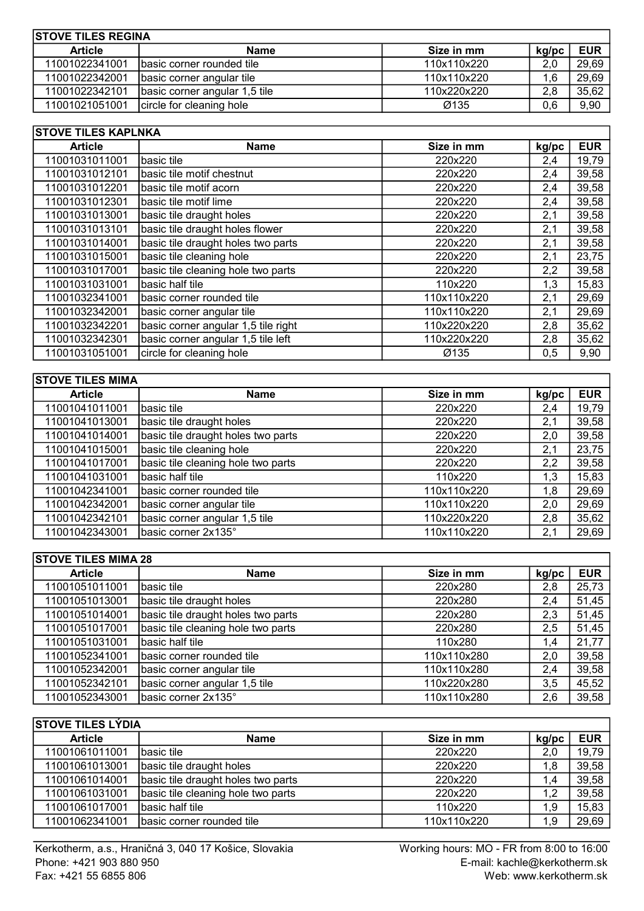| STOVE TILES REGINA | | | | |
|---|---|---|---|---|
| Article | Name | Size in mm | kg/pc | EUR |
| 11001022341001 | basic corner rounded tile | 110x110x220 | 2,0 | 29,69 |
| 11001022342001 | basic corner angular tile | 110x110x220 | 1,6 | 29,69 |
| 11001022342101 | basic corner angular 1,5 tile | 110x220x220 | 2,8 | 35,62 |
| 11001021051001 | circle for cleaning hole | Ø135 | 0,6 | 9,90 |

| STOVE TILES KAPLNKA | | | | |
|---|---|---|---|---|
| Article | Name | Size in mm | kg/pc | EUR |
| 11001031011001 | basic tile | 220x220 | 2,4 | 19,79 |
| 11001031012101 | basic tile motif chestnut | 220x220 | 2,4 | 39,58 |
| 11001031012201 | basic tile motif acorn | 220x220 | 2,4 | 39,58 |
| 11001031012301 | basic tile motif lime | 220x220 | 2,4 | 39,58 |
| 11001031013001 | basic tile draught holes | 220x220 | 2,1 | 39,58 |
| 11001031013101 | basic tile draught holes flower | 220x220 | 2,1 | 39,58 |
| 11001031014001 | basic tile draught holes two parts | 220x220 | 2,1 | 39,58 |
| 11001031015001 | basic tile cleaning hole | 220x220 | 2,1 | 23,75 |
| 11001031017001 | basic tile cleaning hole two parts | 220x220 | 2,2 | 39,58 |
| 11001031031001 | basic half tile | 110x220 | 1,3 | 15,83 |
| 11001032341001 | basic corner rounded tile | 110x110x220 | 2,1 | 29,69 |
| 11001032342001 | basic corner angular tile | 110x110x220 | 2,1 | 29,69 |
| 11001032342201 | basic corner angular 1,5 tile right | 110x220x220 | 2,8 | 35,62 |
| 11001032342301 | basic corner angular 1,5 tile left | 110x220x220 | 2,8 | 35,62 |
| 11001031051001 | circle for cleaning hole | Ø135 | 0,5 | 9,90 |

| STOVE TILES MIMA | | | | |
|---|---|---|---|---|
| Article | Name | Size in mm | kg/pc | EUR |
| 11001041011001 | basic tile | 220x220 | 2,4 | 19,79 |
| 11001041013001 | basic tile draught holes | 220x220 | 2,1 | 39,58 |
| 11001041014001 | basic tile draught holes two parts | 220x220 | 2,0 | 39,58 |
| 11001041015001 | basic tile cleaning hole | 220x220 | 2,1 | 23,75 |
| 11001041017001 | basic tile cleaning hole two parts | 220x220 | 2,2 | 39,58 |
| 11001041031001 | basic half tile | 110x220 | 1,3 | 15,83 |
| 11001042341001 | basic corner rounded tile | 110x110x220 | 1,8 | 29,69 |
| 11001042342001 | basic corner angular tile | 110x110x220 | 2,0 | 29,69 |
| 11001042342101 | basic corner angular 1,5 tile | 110x220x220 | 2,8 | 35,62 |
| 11001042343001 | basic corner 2x135° | 110x110x220 | 2,1 | 29,69 |

| STOVE TILES MIMA 28 | | | | |
|---|---|---|---|---|
| Article | Name | Size in mm | kg/pc | EUR |
| 11001051011001 | basic tile | 220x280 | 2,8 | 25,73 |
| 11001051013001 | basic tile draught holes | 220x280 | 2,4 | 51,45 |
| 11001051014001 | basic tile draught holes two parts | 220x280 | 2,3 | 51,45 |
| 11001051017001 | basic tile cleaning hole two parts | 220x280 | 2,5 | 51,45 |
| 11001051031001 | basic half tile | 110x280 | 1,4 | 21,77 |
| 11001052341001 | basic corner rounded tile | 110x110x280 | 2,0 | 39,58 |
| 11001052342001 | basic corner angular tile | 110x110x280 | 2,4 | 39,58 |
| 11001052342101 | basic corner angular 1,5 tile | 110x220x280 | 3,5 | 45,52 |
| 11001052343001 | basic corner 2x135° | 110x110x280 | 2,6 | 39,58 |

| STOVE TILES LÝDIA | | | | |
|---|---|---|---|---|
| Article | Name | Size in mm | kg/pc | EUR |
| 11001061011001 | basic tile | 220x220 | 2,0 | 19,79 |
| 11001061013001 | basic tile draught holes | 220x220 | 1,8 | 39,58 |
| 11001061014001 | basic tile draught holes two parts | 220x220 | 1,4 | 39,58 |
| 11001061031001 | basic tile cleaning hole two parts | 220x220 | 1,2 | 39,58 |
| 11001061017001 | basic half tile | 110x220 | 1,9 | 15,83 |
| 11001062341001 | basic corner rounded tile | 110x110x220 | 1,9 | 29,69 |

Kerkotherm, a.s., Hraničná 3, 040 17 Košice, Slovakia
Phone: +421 903 880 950
Fax: +421 55 6855 806

Working hours: MO - FR from 8:00 to 16:00
E-mail: kachle@kerkotherm.sk
Web: www.kerkotherm.sk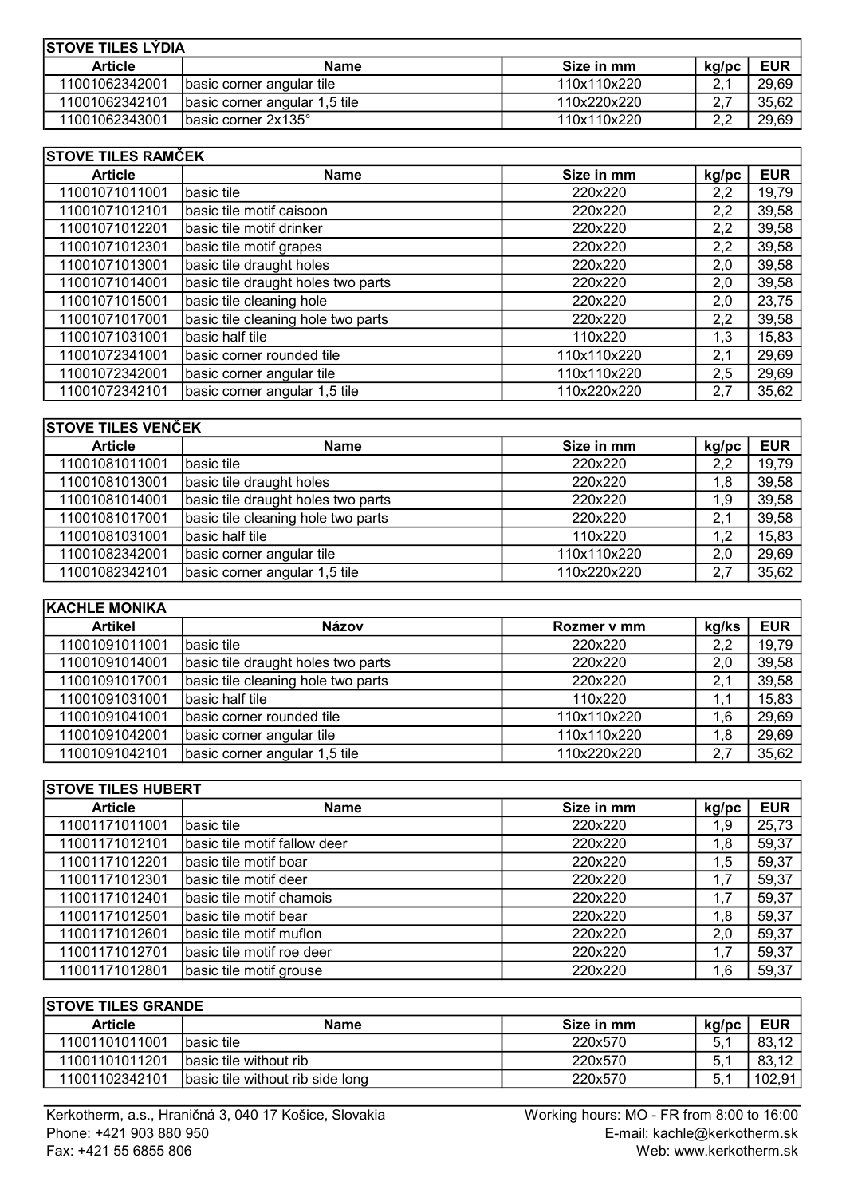| STOVE TILES LÝDIA | | | | |
|---|---|---|---|---|
| **Article** | **Name** | **Size in mm** | **kg/pc** | **EUR** |
| 11001062342001 | basic corner angular tile | 110x110x220 | 2,1 | 29,69 |
| 11001062342101 | basic corner angular 1,5 tile | 110x220x220 | 2,7 | 35,62 |
| 11001062343001 | basic corner 2x135° | 110x110x220 | 2,2 | 29,69 |

| STOVE TILES RAMČEK | | | | |
|---|---|---|---|---|
| **Article** | **Name** | **Size in mm** | **kg/pc** | **EUR** |
| 11001071011001 | basic tile | 220x220 | 2,2 | 19,79 |
| 11001071012101 | basic tile motif caisoon | 220x220 | 2,2 | 39,58 |
| 11001071012201 | basic tile motif drinker | 220x220 | 2,2 | 39,58 |
| 11001071012301 | basic tile motif grapes | 220x220 | 2,2 | 39,58 |
| 11001071013001 | basic tile draught holes | 220x220 | 2,0 | 39,58 |
| 11001071014001 | basic tile draught holes two parts | 220x220 | 2,0 | 39,58 |
| 11001071015001 | basic tile cleaning hole | 220x220 | 2,0 | 23,75 |
| 11001071017001 | basic tile cleaning hole two parts | 220x220 | 2,2 | 39,58 |
| 11001071031001 | basic half tile | 110x220 | 1,3 | 15,83 |
| 11001072341001 | basic corner rounded tile | 110x110x220 | 2,1 | 29,69 |
| 11001072342001 | basic corner angular tile | 110x110x220 | 2,5 | 29,69 |
| 11001072342101 | basic corner angular 1,5 tile | 110x220x220 | 2,7 | 35,62 |

| STOVE TILES VENČEK | | | | |
|---|---|---|---|---|
| **Article** | **Name** | **Size in mm** | **kg/pc** | **EUR** |
| 11001081011001 | basic tile | 220x220 | 2,2 | 19,79 |
| 11001081013001 | basic tile draught holes | 220x220 | 1,8 | 39,58 |
| 11001081014001 | basic tile draught holes two parts | 220x220 | 1,9 | 39,58 |
| 11001081017001 | basic tile cleaning hole two parts | 220x220 | 2,1 | 39,58 |
| 11001081031001 | basic half tile | 110x220 | 1,2 | 15,83 |
| 11001082342001 | basic corner angular tile | 110x110x220 | 2,0 | 29,69 |
| 11001082342101 | basic corner angular 1,5 tile | 110x220x220 | 2,7 | 35,62 |

| KACHLE MONIKA | | | | |
|---|---|---|---|---|
| **Artikel** | **Názov** | **Rozmer v mm** | **kg/ks** | **EUR** |
| 11001091011001 | basic tile | 220x220 | 2,2 | 19,79 |
| 11001091014001 | basic tile draught holes two parts | 220x220 | 2,0 | 39,58 |
| 11001091017001 | basic tile cleaning hole two parts | 220x220 | 2,1 | 39,58 |
| 11001091031001 | basic half tile | 110x220 | 1,1 | 15,83 |
| 11001091041001 | basic corner rounded tile | 110x110x220 | 1,6 | 29,69 |
| 11001091042001 | basic corner angular tile | 110x110x220 | 1,8 | 29,69 |
| 11001091042101 | basic corner angular 1,5 tile | 110x220x220 | 2,7 | 35,62 |

| STOVE TILES HUBERT | | | | |
|---|---|---|---|---|
| **Article** | **Name** | **Size in mm** | **kg/pc** | **EUR** |
| 11001171011001 | basic tile | 220x220 | 1,9 | 25,73 |
| 11001171012101 | basic tile motif fallow deer | 220x220 | 1,8 | 59,37 |
| 11001171012201 | basic tile motif boar | 220x220 | 1,5 | 59,37 |
| 11001171012301 | basic tile motif deer | 220x220 | 1,7 | 59,37 |
| 11001171012401 | basic tile motif chamois | 220x220 | 1,7 | 59,37 |
| 11001171012501 | basic tile motif bear | 220x220 | 1,8 | 59,37 |
| 11001171012601 | basic tile motif muflon | 220x220 | 2,0 | 59,37 |
| 11001171012701 | basic tile motif roe deer | 220x220 | 1,7 | 59,37 |
| 11001171012801 | basic tile motif grouse | 220x220 | 1,6 | 59,37 |

| STOVE TILES GRANDE | | | | |
|---|---|---|---|---|
| **Article** | **Name** | **Size in mm** | **kg/pc** | **EUR** |
| 11001101011001 | basic tile | 220x570 | 5,1 | 83,12 |
| 11001101011201 | basic tile without rib | 220x570 | 5,1 | 83,12 |
| 11001102342101 | basic tile without rib side long | 220x570 | 5,1 | 102,91 |

Kerkotherm, a.s., Hraničná 3, 040 17 Košice, Slovakia
Phone: +421 903 880 950
Fax: +421 55 6855 806

Working hours: MO - FR from 8:00 to 16:00
E-mail: kachle@kerkotherm.sk
Web: www.kerkotherm.sk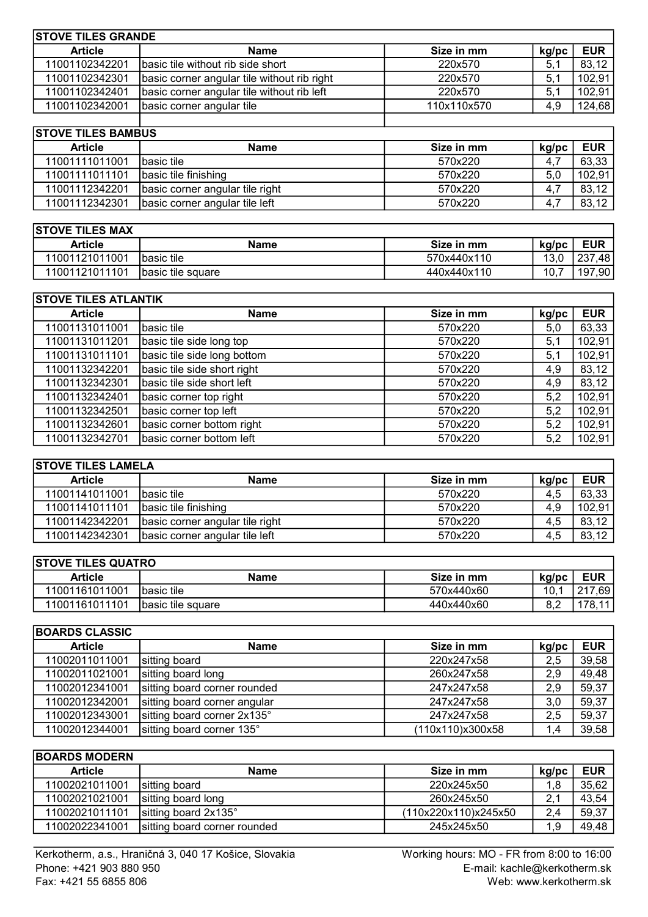## STOVE TILES GRANDE

| Article | Name | Size in mm | kg/pc | EUR |
|---|---|---|---|---|
| 11001102342201 | basic tile without rib side short | 220x570 | 5,1 | 83,12 |
| 11001102342301 | basic corner angular tile without rib right | 220x570 | 5,1 | 102,91 |
| 11001102342401 | basic corner angular tile without rib left | 220x570 | 5,1 | 102,91 |
| 11001102342001 | basic corner angular tile | 110x110x570 | 4,9 | 124,68 |

## STOVE TILES BAMBUS

| Article | Name | Size in mm | kg/pc | EUR |
|---|---|---|---|---|
| 11001111011001 | basic tile | 570x220 | 4,7 | 63,33 |
| 11001111011101 | basic tile finishing | 570x220 | 5,0 | 102,91 |
| 11001112342201 | basic corner angular tile right | 570x220 | 4,7 | 83,12 |
| 11001112342301 | basic corner angular tile left | 570x220 | 4,7 | 83,12 |

## STOVE TILES MAX

| Article | Name | Size in mm | kg/pc | EUR |
|---|---|---|---|---|
| 11001121011001 | basic tile | 570x440x110 | 13,0 | 237,48 |
| 11001121011101 | basic tile square | 440x440x110 | 10,7 | 197,90 |

## STOVE TILES ATLANTIK

| Article | Name | Size in mm | kg/pc | EUR |
|---|---|---|---|---|
| 11001131011001 | basic tile | 570x220 | 5,0 | 63,33 |
| 11001131011201 | basic tile side long top | 570x220 | 5,1 | 102,91 |
| 11001131011101 | basic tile side long bottom | 570x220 | 5,1 | 102,91 |
| 11001132342201 | basic tile side short right | 570x220 | 4,9 | 83,12 |
| 11001132342301 | basic tile side short left | 570x220 | 4,9 | 83,12 |
| 11001132342401 | basic corner top right | 570x220 | 5,2 | 102,91 |
| 11001132342501 | basic corner top left | 570x220 | 5,2 | 102,91 |
| 11001132342601 | basic corner bottom right | 570x220 | 5,2 | 102,91 |
| 11001132342701 | basic corner bottom left | 570x220 | 5,2 | 102,91 |

## STOVE TILES LAMELA

| Article | Name | Size in mm | kg/pc | EUR |
|---|---|---|---|---|
| 11001141011001 | basic tile | 570x220 | 4,5 | 63,33 |
| 11001141011101 | basic tile finishing | 570x220 | 4,9 | 102,91 |
| 11001142342201 | basic corner angular tile right | 570x220 | 4,5 | 83,12 |
| 11001142342301 | basic corner angular tile left | 570x220 | 4,5 | 83,12 |

## STOVE TILES QUATRO

| Article | Name | Size in mm | kg/pc | EUR |
|---|---|---|---|---|
| 11001161011001 | basic tile | 570x440x60 | 10,1 | 217,69 |
| 11001161011101 | basic tile square | 440x440x60 | 8,2 | 178,11 |

## BOARDS CLASSIC

| Article | Name | Size in mm | kg/pc | EUR |
|---|---|---|---|---|
| 11002011011001 | sitting board | 220x247x58 | 2,5 | 39,58 |
| 11002011021001 | sitting board long | 260x247x58 | 2,9 | 49,48 |
| 11002012341001 | sitting board corner rounded | 247x247x58 | 2,9 | 59,37 |
| 11002012342001 | sitting board corner angular | 247x247x58 | 3,0 | 59,37 |
| 11002012343001 | sitting board corner 2x135° | 247x247x58 | 2,5 | 59,37 |
| 11002012344001 | sitting board corner 135° | (110x110)x300x58 | 1,4 | 39,58 |

## BOARDS MODERN

| Article | Name | Size in mm | kg/pc | EUR |
|---|---|---|---|---|
| 11002021011001 | sitting board | 220x245x50 | 1,8 | 35,62 |
| 11002021021001 | sitting board long | 260x245x50 | 2,1 | 43,54 |
| 11002021011101 | sitting board 2x135° | (110x220x110)x245x50 | 2,4 | 59,37 |
| 11002022341001 | sitting board corner rounded | 245x245x50 | 1,9 | 49,48 |

Kerkotherm, a.s., Hraničná 3, 040 17 Košice, Slovakia
Phone: +421 903 880 950
Fax: +421 55 6855 806

Working hours: MO - FR from 8:00 to 16:00
E-mail: kachle@kerkotherm.sk
Web: www.kerkotherm.sk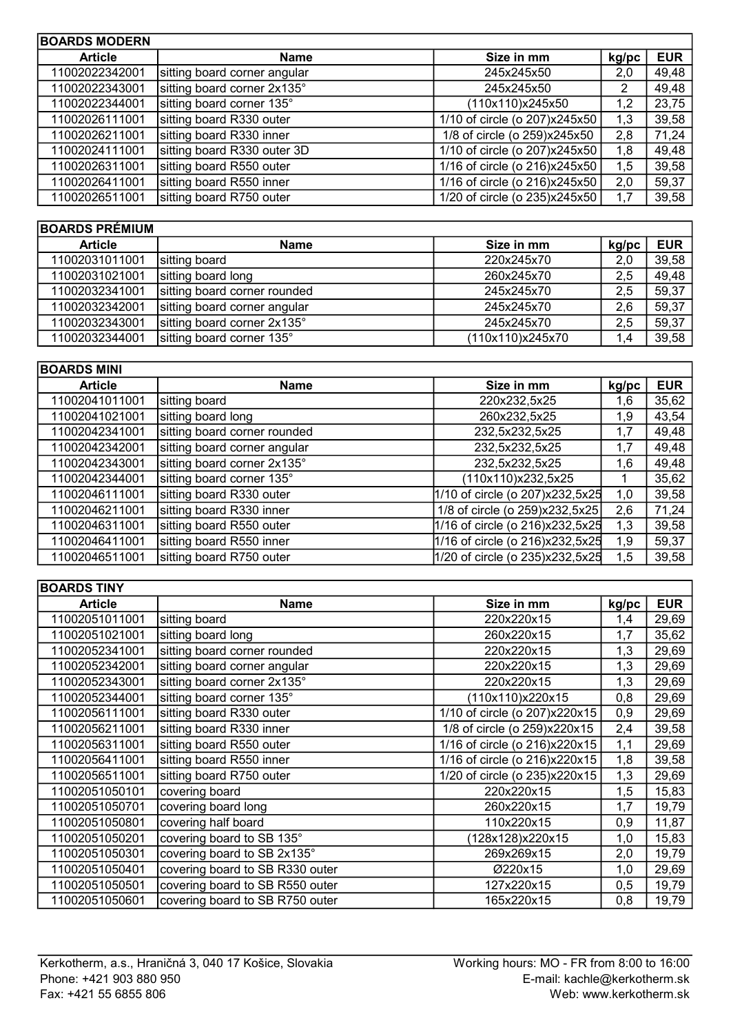| BOARDS MODERN | | | | |
|---|---|---|---|---|
| **Article** | **Name** | **Size in mm** | **kg/pc** | **EUR** |
| 11002022342001 | sitting board corner angular | 245x245x50 | 2,0 | 49,48 |
| 11002022343001 | sitting board corner 2x135° | 245x245x50 | 2 | 49,48 |
| 11002022344001 | sitting board corner 135° | (110x110)x245x50 | 1,2 | 23,75 |
| 11002026111001 | sitting board R330 outer | 1/10 of circle (o 207)x245x50 | 1,3 | 39,58 |
| 11002026211001 | sitting board R330 inner | 1/8 of circle (o 259)x245x50 | 2,8 | 71,24 |
| 11002024111001 | sitting board R330 outer 3D | 1/10 of circle (o 207)x245x50 | 1,8 | 49,48 |
| 11002026311001 | sitting board R550 outer | 1/16 of circle (o 216)x245x50 | 1,5 | 39,58 |
| 11002026411001 | sitting board R550 inner | 1/16 of circle (o 216)x245x50 | 2,0 | 59,37 |
| 11002026511001 | sitting board R750 outer | 1/20 of circle (o 235)x245x50 | 1,7 | 39,58 |

| BOARDS PRÉMIUM | | | | |
|---|---|---|---|---|
| **Article** | **Name** | **Size in mm** | **kg/pc** | **EUR** |
| 11002031011001 | sitting board | 220x245x70 | 2,0 | 39,58 |
| 11002031021001 | sitting board long | 260x245x70 | 2,5 | 49,48 |
| 11002032341001 | sitting board corner rounded | 245x245x70 | 2,5 | 59,37 |
| 11002032342001 | sitting board corner angular | 245x245x70 | 2,6 | 59,37 |
| 11002032343001 | sitting board corner 2x135° | 245x245x70 | 2,5 | 59,37 |
| 11002032344001 | sitting board corner 135° | (110x110)x245x70 | 1,4 | 39,58 |

| BOARDS MINI | | | | |
|---|---|---|---|---|
| **Article** | **Name** | **Size in mm** | **kg/pc** | **EUR** |
| 11002041011001 | sitting board | 220x232,5x25 | 1,6 | 35,62 |
| 11002041021001 | sitting board long | 260x232,5x25 | 1,9 | 43,54 |
| 11002042341001 | sitting board corner rounded | 232,5x232,5x25 | 1,7 | 49,48 |
| 11002042342001 | sitting board corner angular | 232,5x232,5x25 | 1,7 | 49,48 |
| 11002042343001 | sitting board corner 2x135° | 232,5x232,5x25 | 1,6 | 49,48 |
| 11002042344001 | sitting board corner 135° | (110x110)x232,5x25 | 1 | 35,62 |
| 11002046111001 | sitting board R330 outer | 1/10 of circle (o 207)x232,5x25 | 1,0 | 39,58 |
| 11002046211001 | sitting board R330 inner | 1/8 of circle (o 259)x232,5x25 | 2,6 | 71,24 |
| 11002046311001 | sitting board R550 outer | 1/16 of circle (o 216)x232,5x25 | 1,3 | 39,58 |
| 11002046411001 | sitting board R550 inner | 1/16 of circle (o 216)x232,5x25 | 1,9 | 59,37 |
| 11002046511001 | sitting board R750 outer | 1/20 of circle (o 235)x232,5x25 | 1,5 | 39,58 |

| BOARDS TINY | | | | |
|---|---|---|---|---|
| **Article** | **Name** | **Size in mm** | **kg/pc** | **EUR** |
| 11002051011001 | sitting board | 220x220x15 | 1,4 | 29,69 |
| 11002051021001 | sitting board long | 260x220x15 | 1,7 | 35,62 |
| 11002052341001 | sitting board corner rounded | 220x220x15 | 1,3 | 29,69 |
| 11002052342001 | sitting board corner angular | 220x220x15 | 1,3 | 29,69 |
| 11002052343001 | sitting board corner 2x135° | 220x220x15 | 1,3 | 29,69 |
| 11002052344001 | sitting board corner 135° | (110x110)x220x15 | 0,8 | 29,69 |
| 11002056111001 | sitting board R330 outer | 1/10 of circle (o 207)x220x15 | 0,9 | 29,69 |
| 11002056211001 | sitting board R330 inner | 1/8 of circle (o 259)x220x15 | 2,4 | 39,58 |
| 11002056311001 | sitting board R550 outer | 1/16 of circle (o 216)x220x15 | 1,1 | 29,69 |
| 11002056411001 | sitting board R550 inner | 1/16 of circle (o 216)x220x15 | 1,8 | 39,58 |
| 11002056511001 | sitting board R750 outer | 1/20 of circle (o 235)x220x15 | 1,3 | 29,69 |
| 11002051050101 | covering board | 220x220x15 | 1,5 | 15,83 |
| 11002051050701 | covering board long | 260x220x15 | 1,7 | 19,79 |
| 11002051050801 | covering half board | 110x220x15 | 0,9 | 11,87 |
| 11002051050201 | covering board to SB 135° | (128x128)x220x15 | 1,0 | 15,83 |
| 11002051050301 | covering board to SB 2x135° | 269x269x15 | 2,0 | 19,79 |
| 11002051050401 | covering board to SB R330 outer | Ø220x15 | 1,0 | 29,69 |
| 11002051050501 | covering board to SB R550 outer | 127x220x15 | 0,5 | 19,79 |
| 11002051050601 | covering board to SB R750 outer | 165x220x15 | 0,8 | 19,79 |

Kerkotherm, a.s., Hraničná 3, 040 17 Košice, Slovakia
Phone: +421 903 880 950
Fax: +421 55 6855 806

Working hours: MO - FR from 8:00 to 16:00
E-mail: kachle@kerkotherm.sk
Web: www.kerkotherm.sk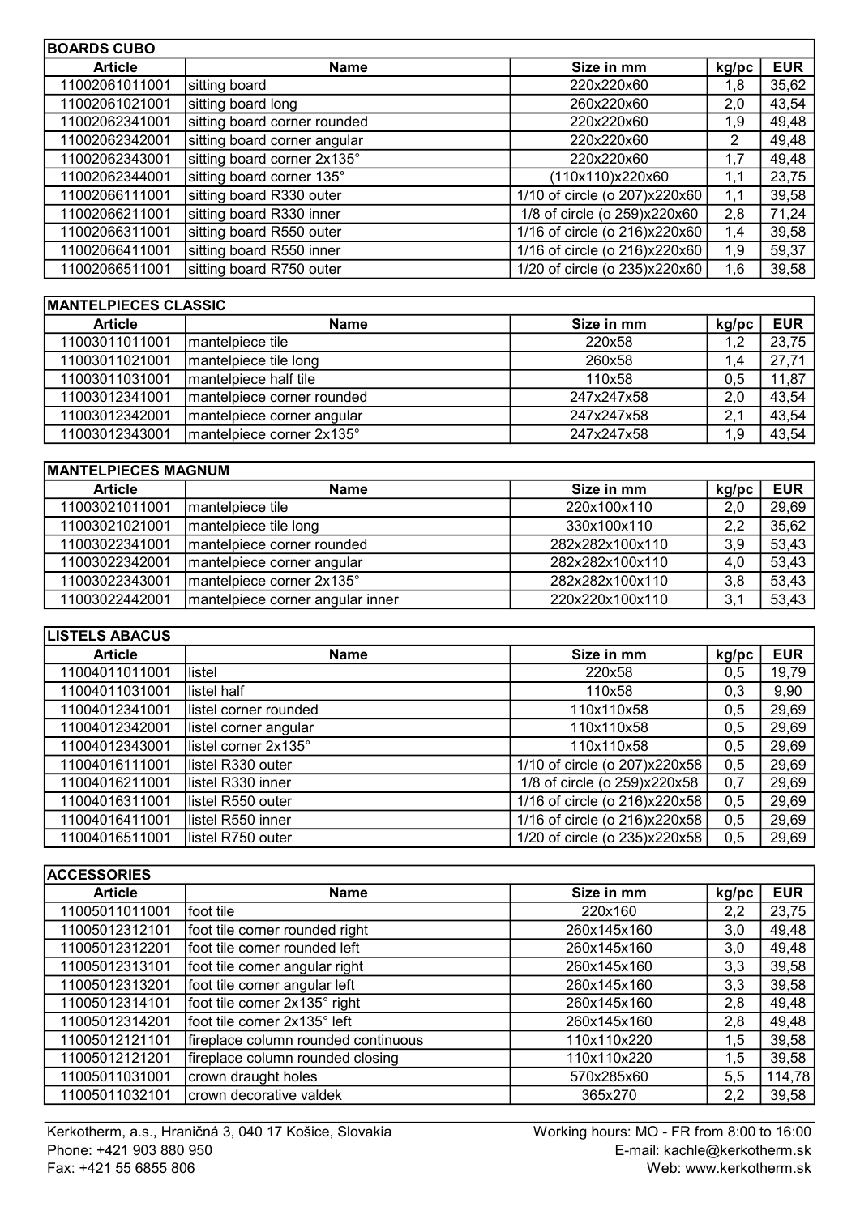| BOARDS CUBO | | | | |
|---|---|---|---|---|
| Article | Name | Size in mm | kg/pc | EUR |
| 11002061011001 | sitting board | 220x220x60 | 1,8 | 35,62 |
| 11002061021001 | sitting board long | 260x220x60 | 2,0 | 43,54 |
| 11002062341001 | sitting board corner rounded | 220x220x60 | 1,9 | 49,48 |
| 11002062342001 | sitting board corner angular | 220x220x60 | 2 | 49,48 |
| 11002062343001 | sitting board corner 2x135° | 220x220x60 | 1,7 | 49,48 |
| 11002062344001 | sitting board corner 135° | (110x110)x220x60 | 1,1 | 23,75 |
| 11002066111001 | sitting board R330 outer | 1/10 of circle (o 207)x220x60 | 1,1 | 39,58 |
| 11002066211001 | sitting board R330 inner | 1/8 of circle (o 259)x220x60 | 2,8 | 71,24 |
| 11002066311001 | sitting board R550 outer | 1/16 of circle (o 216)x220x60 | 1,4 | 39,58 |
| 11002066411001 | sitting board R550 inner | 1/16 of circle (o 216)x220x60 | 1,9 | 59,37 |
| 11002066511001 | sitting board R750 outer | 1/20 of circle (o 235)x220x60 | 1,6 | 39,58 |

| MANTELPIECES CLASSIC | | | | |
|---|---|---|---|---|
| Article | Name | Size in mm | kg/pc | EUR |
| 11003011011001 | mantelpiece tile | 220x58 | 1,2 | 23,75 |
| 11003011021001 | mantelpiece tile long | 260x58 | 1,4 | 27,71 |
| 11003011031001 | mantelpiece half tile | 110x58 | 0,5 | 11,87 |
| 11003012341001 | mantelpiece corner rounded | 247x247x58 | 2,0 | 43,54 |
| 11003012342001 | mantelpiece corner angular | 247x247x58 | 2,1 | 43,54 |
| 11003012343001 | mantelpiece corner 2x135° | 247x247x58 | 1,9 | 43,54 |

| MANTELPIECES MAGNUM | | | | |
|---|---|---|---|---|
| Article | Name | Size in mm | kg/pc | EUR |
| 11003021011001 | mantelpiece tile | 220x100x110 | 2,0 | 29,69 |
| 11003021021001 | mantelpiece tile long | 330x100x110 | 2,2 | 35,62 |
| 11003022341001 | mantelpiece corner rounded | 282x282x100x110 | 3,9 | 53,43 |
| 11003022342001 | mantelpiece corner angular | 282x282x100x110 | 4,0 | 53,43 |
| 11003022343001 | mantelpiece corner 2x135° | 282x282x100x110 | 3,8 | 53,43 |
| 11003022442001 | mantelpiece corner angular inner | 220x220x100x110 | 3,1 | 53,43 |

| LISTELS ABACUS | | | | |
|---|---|---|---|---|
| Article | Name | Size in mm | kg/pc | EUR |
| 11004011011001 | listel | 220x58 | 0,5 | 19,79 |
| 11004011031001 | listel half | 110x58 | 0,3 | 9,90 |
| 11004012341001 | listel corner rounded | 110x110x58 | 0,5 | 29,69 |
| 11004012342001 | listel corner angular | 110x110x58 | 0,5 | 29,69 |
| 11004012343001 | listel corner 2x135° | 110x110x58 | 0,5 | 29,69 |
| 11004016111001 | listel R330 outer | 1/10 of circle (o 207)x220x58 | 0,5 | 29,69 |
| 11004016211001 | listel R330 inner | 1/8 of circle (o 259)x220x58 | 0,7 | 29,69 |
| 11004016311001 | listel R550 outer | 1/16 of circle (o 216)x220x58 | 0,5 | 29,69 |
| 11004016411001 | listel R550 inner | 1/16 of circle (o 216)x220x58 | 0,5 | 29,69 |
| 11004016511001 | listel R750 outer | 1/20 of circle (o 235)x220x58 | 0,5 | 29,69 |

| ACCESSORIES | | | | |
|---|---|---|---|---|
| Article | Name | Size in mm | kg/pc | EUR |
| 11005011011001 | foot tile | 220x160 | 2,2 | 23,75 |
| 11005012312101 | foot tile corner rounded right | 260x145x160 | 3,0 | 49,48 |
| 11005012312201 | foot tile corner rounded left | 260x145x160 | 3,0 | 49,48 |
| 11005012313101 | foot tile corner angular right | 260x145x160 | 3,3 | 39,58 |
| 11005012313201 | foot tile corner angular left | 260x145x160 | 3,3 | 39,58 |
| 11005012314101 | foot tile corner 2x135° right | 260x145x160 | 2,8 | 49,48 |
| 11005012314201 | foot tile corner 2x135° left | 260x145x160 | 2,8 | 49,48 |
| 11005012121101 | fireplace column rounded continuous | 110x110x220 | 1,5 | 39,58 |
| 11005012121201 | fireplace column rounded closing | 110x110x220 | 1,5 | 39,58 |
| 11005011031001 | crown draught holes | 570x285x60 | 5,5 | 114,78 |
| 11005011032101 | crown decorative valdek | 365x270 | 2,2 | 39,58 |

Kerkotherm, a.s., Hraničná 3, 040 17 Košice, Slovakia
Phone: +421 903 880 950
Fax: +421 55 6855 806

Working hours: MO - FR from 8:00 to 16:00
E-mail: kachle@kerkotherm.sk
Web: www.kerkotherm.sk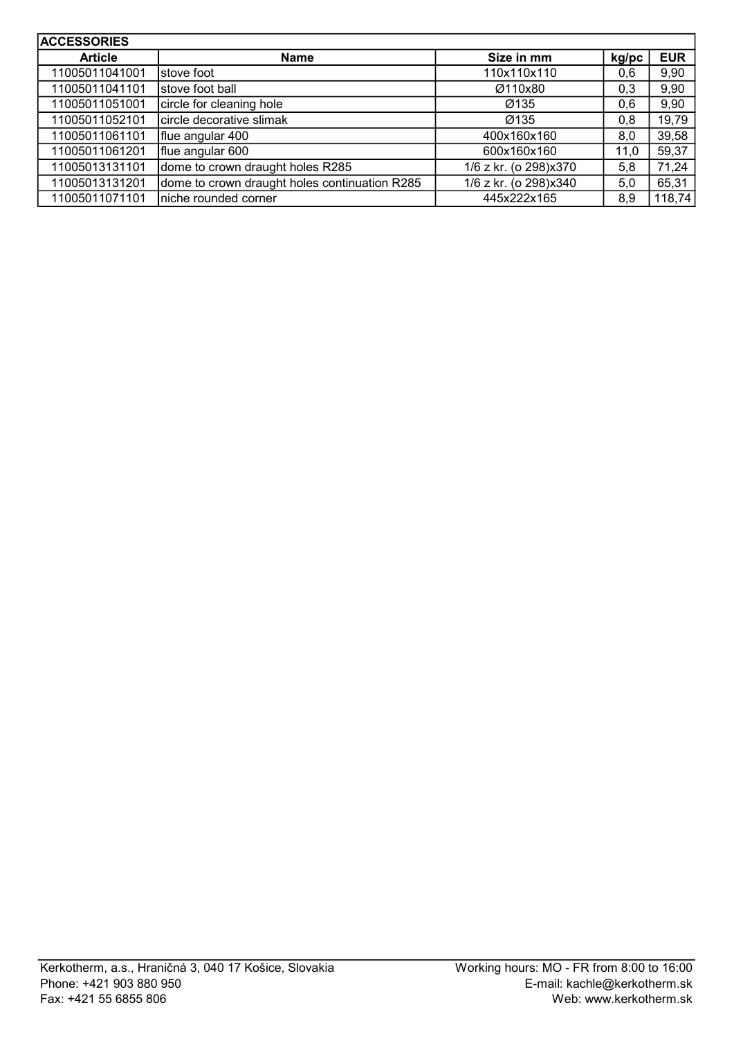| ACCESSORIES | | | | |
|---|---|---|---|---|
| **Article** | **Name** | **Size in mm** | **kg/pc** | **EUR** |
| 11005011041001 | stove foot | 110x110x110 | 0,6 | 9,90 |
| 11005011041101 | stove foot ball | Ø110x80 | 0,3 | 9,90 |
| 11005011051001 | circle for cleaning hole | Ø135 | 0,6 | 9,90 |
| 11005011052101 | circle decorative slimak | Ø135 | 0,8 | 19,79 |
| 11005011061101 | flue angular 400 | 400x160x160 | 8,0 | 39,58 |
| 11005011061201 | flue angular 600 | 600x160x160 | 11,0 | 59,37 |
| 11005013131101 | dome to crown draught holes R285 | 1/6 z kr. (o 298)x370 | 5,8 | 71,24 |
| 11005013131201 | dome to crown draught holes continuation R285 | 1/6 z kr. (o 298)x340 | 5,0 | 65,31 |
| 11005011071101 | niche rounded corner | 445x222x165 | 8,9 | 118,74 |

Kerkotherm, a.s., Hraničná 3, 040 17 Košice, Slovakia
Phone: +421 903 880 950
Fax: +421 55 6855 806

Working hours: MO - FR from 8:00 to 16:00
E-mail: kachle@kerkotherm.sk
Web: www.kerkotherm.sk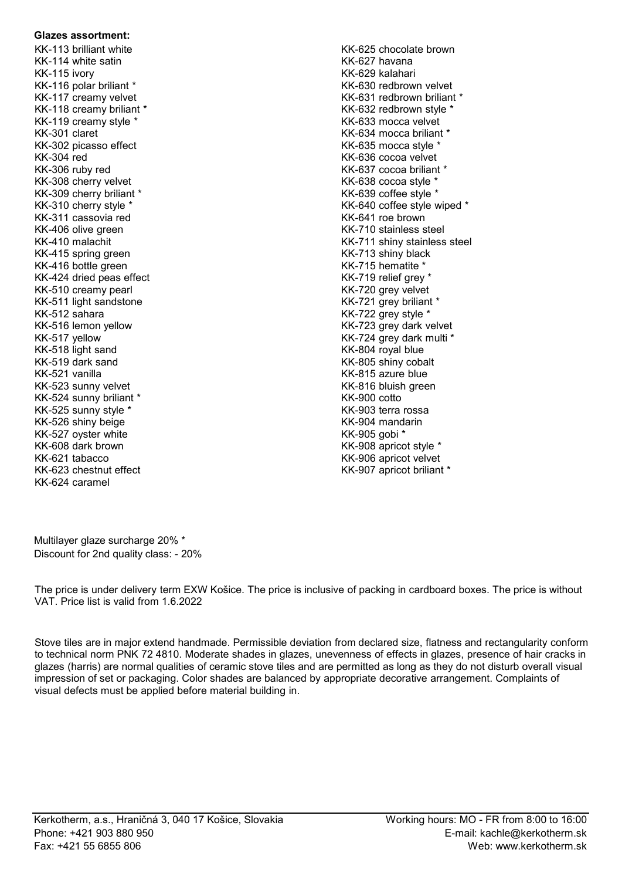**Glazes assortment:**

KK-113 brilliant white
KK-114 white satin
KK-115 ivory
KK-116 polar briliant *
KK-117 creamy velvet
KK-118 creamy briliant *
KK-119 creamy style *
KK-301 claret
KK-302 picasso effect
KK-304 red
KK-306 ruby red
KK-308 cherry velvet
KK-309 cherry briliant *
KK-310 cherry style *
KK-311 cassovia red
KK-406 olive green
KK-410 malachit
KK-415 spring green
KK-416 bottle green
KK-424 dried peas effect
KK-510 creamy pearl
KK-511 light sandstone
KK-512 sahara
KK-516 lemon yellow
KK-517 yellow
KK-518 light sand
KK-519 dark sand
KK-521 vanilla
KK-523 sunny velvet
KK-524 sunny briliant *
KK-525 sunny style *
KK-526 shiny beige
KK-527 oyster white
KK-608 dark brown
KK-621 tabacco
KK-623 chestnut effect
KK-624 caramel
KK-625 chocolate brown
KK-627 havana
KK-629 kalahari
KK-630 redbrown velvet
KK-631 redbrown briliant *
KK-632 redbrown style *
KK-633 mocca velvet
KK-634 mocca briliant *
KK-635 mocca style *
KK-636 cocoa velvet
KK-637 cocoa briliant *
KK-638 cocoa style *
KK-639 coffee style *
KK-640 coffee style wiped *
KK-641 roe brown
KK-710 stainless steel
KK-711 shiny stainless steel
KK-713 shiny black
KK-715 hematite *
KK-719 relief grey *
KK-720 grey velvet
KK-721 grey briliant *
KK-722 grey style *
KK-723 grey dark velvet
KK-724 grey dark multi *
KK-804 royal blue
KK-805 shiny cobalt
KK-815 azure blue
KK-816 bluish green
KK-900 cotto
KK-903 terra rossa
KK-904 mandarin
KK-905 gobi *
KK-908 apricot style *
KK-906 apricot velvet
KK-907 apricot briliant *

Multilayer glaze surcharge 20% *
Discount for 2nd quality class: - 20%

The price is under delivery term EXW Košice. The price is inclusive of packing in cardboard boxes. The price is without VAT. Price list is valid from 1.6.2022

Stove tiles are in major extend handmade. Permissible deviation from declared size, flatness and rectangularity conform to technical norm PNK 72 4810. Moderate shades in glazes, unevenness of effects in glazes, presence of hair cracks in glazes (harris) are normal qualities of ceramic stove tiles and are permitted as long as they do not disturb overall visual impression of set or packaging. Color shades are balanced by appropriate decorative arrangement. Complaints of visual defects must be applied before material building in.

Kerkotherm, a.s., Hraničná 3, 040 17 Košice, Slovakia
Phone: +421 903 880 950
Fax: +421 55 6855 806

Working hours: MO - FR from 8:00 to 16:00
E-mail: kachle@kerkotherm.sk
Web: www.kerkotherm.sk